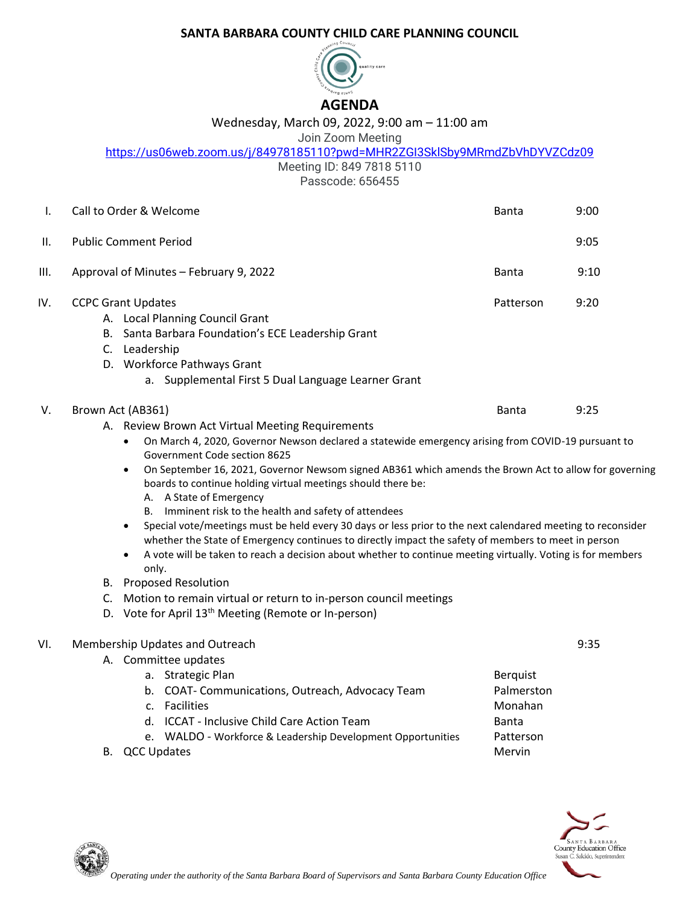# SANTA BARBARA COUNTY CHILD CARE PLANNING COUNCIL

## AGENDA

Wednesday, March 09, 2022, 9:00 am – 11:00 am

Join Zoom Meeting

https://us06web.zoom.us/j/84978185110?pwd=MHR2ZGI3SklSby9MRmdZbVhDYVZCdz09

Meeting ID: 849 7818 5110

Passcode: 656455

| | | | |
|---|---|---|---|
| I. | Call to Order & Welcome | Banta | 9:00 |
| II. | Public Comment Period | | 9:05 |
| III. | Approval of Minutes – February 9, 2022 | Banta | 9:10 |
| IV. | CCPC Grant Updates | Patterson | 9:20 |
| V. | Brown Act (AB361) | Banta | 9:25 |
| VI. | Membership Updates and Outreach | | 9:35 |

I. Call to Order & Welcome — Banta — 9:00

II. Public Comment Period — 9:05

III. Approval of Minutes – February 9, 2022 — Banta — 9:10

IV. CCPC Grant Updates — Patterson — 9:20

- A. Local Planning Council Grant
- B. Santa Barbara Foundation's ECE Leadership Grant
- C. Leadership
- D. Workforce Pathways Grant
  - a. Supplemental First 5 Dual Language Learner Grant

V. Brown Act (AB361) — Banta — 9:25

- A. Review Brown Act Virtual Meeting Requirements
  - On March 4, 2020, Governor Newson declared a statewide emergency arising from COVID-19 pursuant to Government Code section 8625
  - On September 16, 2021, Governor Newsom signed AB361 which amends the Brown Act to allow for governing boards to continue holding virtual meetings should there be:
    - A. A State of Emergency
    - B. Imminent risk to the health and safety of attendees
  - Special vote/meetings must be held every 30 days or less prior to the next calendared meeting to reconsider whether the State of Emergency continues to directly impact the safety of members to meet in person
  - A vote will be taken to reach a decision about whether to continue meeting virtually. Voting is for members only.
- B. Proposed Resolution
- C. Motion to remain virtual or return to in-person council meetings
- D. Vote for April 13th Meeting (Remote or In-person)

VI. Membership Updates and Outreach — 9:35

- A. Committee updates
  - a. Strategic Plan — Berquist
  - b. COAT- Communications, Outreach, Advocacy Team — Palmerston
  - c. Facilities — Monahan
  - d. ICCAT - Inclusive Child Care Action Team — Banta
  - e. WALDO - Workforce & Leadership Development Opportunities — Patterson
- B. QCC Updates — Mervin

*Operating under the authority of the Santa Barbara Board of Supervisors and Santa Barbara County Education Office*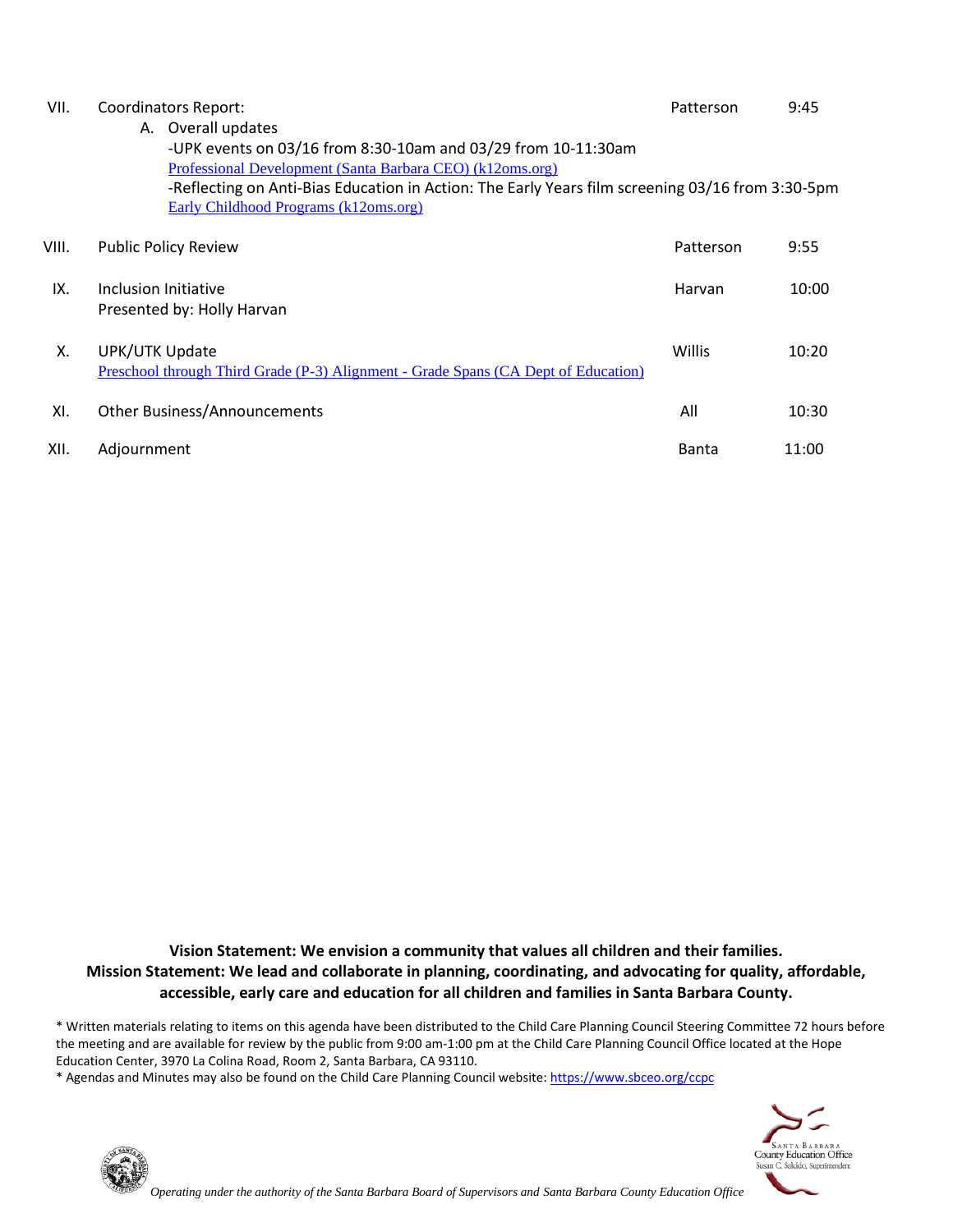| | | | |
|---|---|---|---|
| VII. | Coordinators Report:<br>A. Overall updates<br>-UPK events on 03/16 from 8:30-10am and 03/29 from 10-11:30am<br>Professional Development (Santa Barbara CEO) (k12oms.org)<br>-Reflecting on Anti-Bias Education in Action: The Early Years film screening 03/16 from 3:30-5pm<br>Early Childhood Programs (k12oms.org) | Patterson | 9:45 |
| VIII. | Public Policy Review | Patterson | 9:55 |
| IX. | Inclusion Initiative<br>Presented by: Holly Harvan | Harvan | 10:00 |
| X. | UPK/UTK Update<br>Preschool through Third Grade (P-3) Alignment - Grade Spans (CA Dept of Education) | Willis | 10:20 |
| XI. | Other Business/Announcements | All | 10:30 |
| XII. | Adjournment | Banta | 11:00 |

**Vision Statement: We envision a community that values all children and their families.**
**Mission Statement: We lead and collaborate in planning, coordinating, and advocating for quality, affordable, accessible, early care and education for all children and families in Santa Barbara County.**

* Written materials relating to items on this agenda have been distributed to the Child Care Planning Council Steering Committee 72 hours before the meeting and are available for review by the public from 9:00 am-1:00 pm at the Child Care Planning Council Office located at the Hope Education Center, 3970 La Colina Road, Room 2, Santa Barbara, CA 93110.
* Agendas and Minutes may also be found on the Child Care Planning Council website: https://www.sbceo.org/ccpc

Santa Barbara County Education Office
Susan C. Salcido, Superintendent

*Operating under the authority of the Santa Barbara Board of Supervisors and Santa Barbara County Education Office*